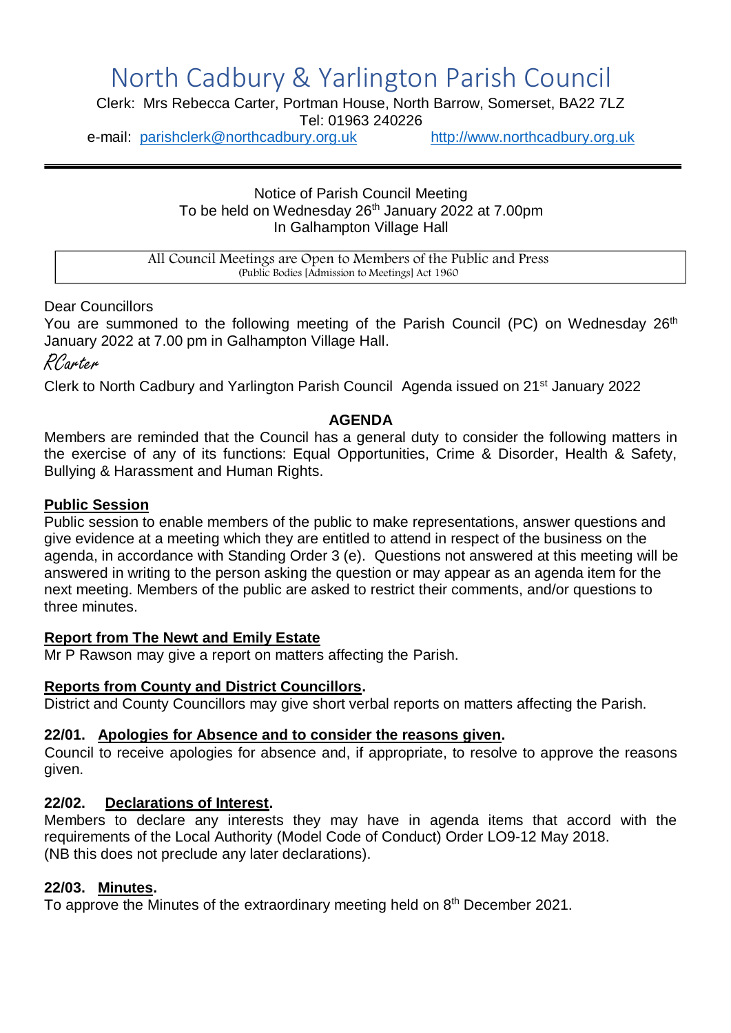# North Cadbury & Yarlington Parish Council

Clerk: Mrs Rebecca Carter, Portman House, North Barrow, Somerset, BA22 7LZ
Tel: 01963 240226
e-mail: parishclerk@northcadbury.org.uk http://www.northcadbury.org.uk

---

Notice of Parish Council Meeting
To be held on Wednesday 26th January 2022 at 7.00pm
In Galhampton Village Hall

| All Council Meetings are Open to Members of the Public and Press<br>(Public Bodies [Admission to Meetings] Act 1960 |
|---|

Dear Councillors

You are summoned to the following meeting of the Parish Council (PC) on Wednesday 26th January 2022 at 7.00 pm in Galhampton Village Hall.

*RCarter*

Clerk to North Cadbury and Yarlington Parish Council Agenda issued on 21st January 2022

## AGENDA

Members are reminded that the Council has a general duty to consider the following matters in the exercise of any of its functions: Equal Opportunities, Crime & Disorder, Health & Safety, Bullying & Harassment and Human Rights.

### Public Session

Public session to enable members of the public to make representations, answer questions and give evidence at a meeting which they are entitled to attend in respect of the business on the agenda, in accordance with Standing Order 3 (e). Questions not answered at this meeting will be answered in writing to the person asking the question or may appear as an agenda item for the next meeting. Members of the public are asked to restrict their comments, and/or questions to three minutes.

### Report from The Newt and Emily Estate

Mr P Rawson may give a report on matters affecting the Parish.

### Reports from County and District Councillors.

District and County Councillors may give short verbal reports on matters affecting the Parish.

### 22/01. Apologies for Absence and to consider the reasons given.

Council to receive apologies for absence and, if appropriate, to resolve to approve the reasons given.

### 22/02. Declarations of Interest.

Members to declare any interests they may have in agenda items that accord with the requirements of the Local Authority (Model Code of Conduct) Order LO9-12 May 2018.
(NB this does not preclude any later declarations).

### 22/03. Minutes.

To approve the Minutes of the extraordinary meeting held on 8th December 2021.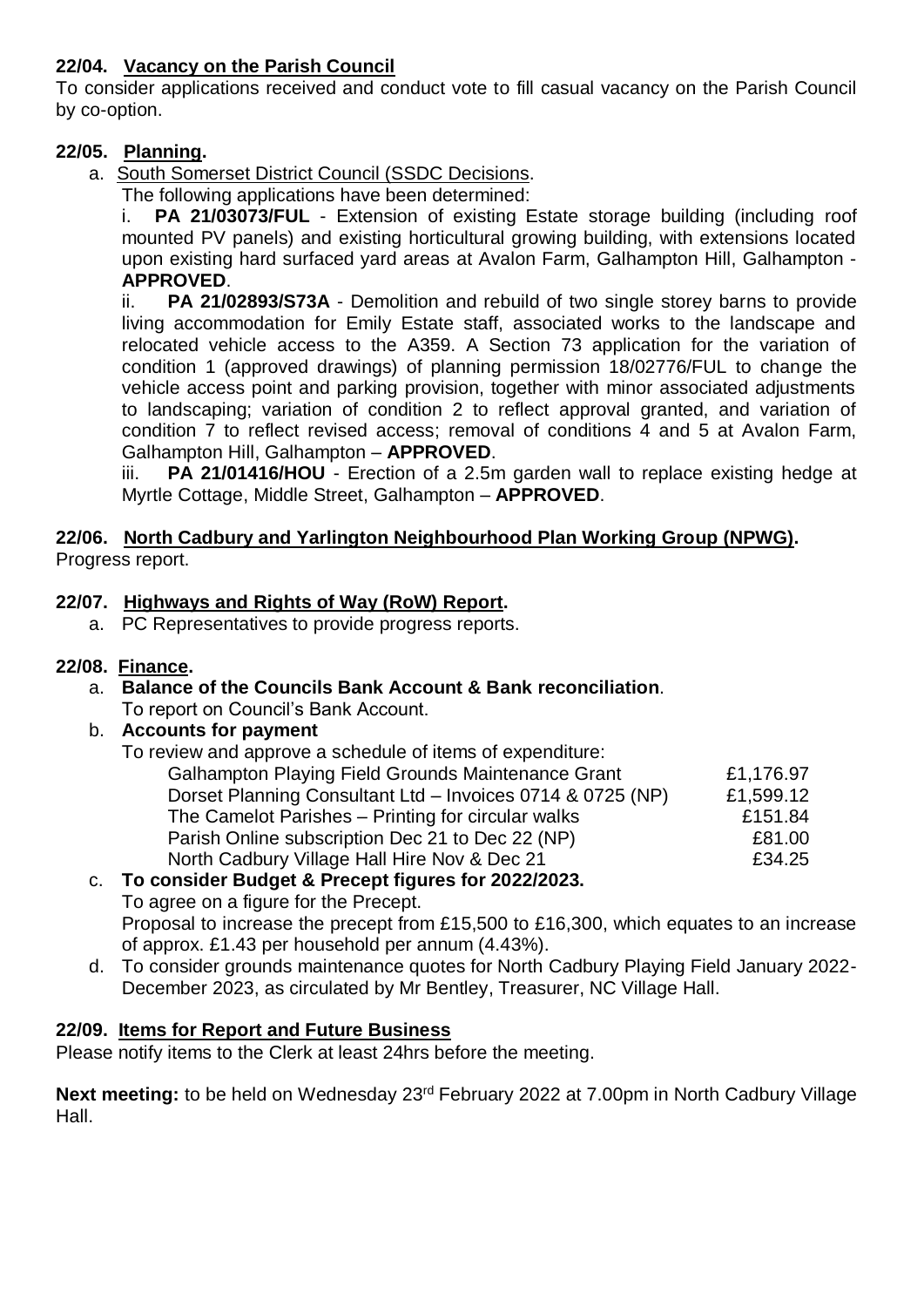**22/04. Vacancy on the Parish Council**

To consider applications received and conduct vote to fill casual vacancy on the Parish Council by co-option.

**22/05. Planning.**

a. South Somerset District Council (SSDC Decisions.

The following applications have been determined:

i. **PA 21/03073/FUL** - Extension of existing Estate storage building (including roof mounted PV panels) and existing horticultural growing building, with extensions located upon existing hard surfaced yard areas at Avalon Farm, Galhampton Hill, Galhampton - **APPROVED**.

ii. **PA 21/02893/S73A** - Demolition and rebuild of two single storey barns to provide living accommodation for Emily Estate staff, associated works to the landscape and relocated vehicle access to the A359. A Section 73 application for the variation of condition 1 (approved drawings) of planning permission 18/02776/FUL to change the vehicle access point and parking provision, together with minor associated adjustments to landscaping; variation of condition 2 to reflect approval granted, and variation of condition 7 to reflect revised access; removal of conditions 4 and 5 at Avalon Farm, Galhampton Hill, Galhampton – **APPROVED**.

iii. **PA 21/01416/HOU** - Erection of a 2.5m garden wall to replace existing hedge at Myrtle Cottage, Middle Street, Galhampton – **APPROVED**.

**22/06. North Cadbury and Yarlington Neighbourhood Plan Working Group (NPWG).**

Progress report.

**22/07. Highways and Rights of Way (RoW) Report.**

a. PC Representatives to provide progress reports.

**22/08. Finance.**

a. **Balance of the Councils Bank Account & Bank reconciliation**.

To report on Council's Bank Account.

b. **Accounts for payment**

To review and approve a schedule of items of expenditure:

| | |
|---|---|
| Galhampton Playing Field Grounds Maintenance Grant | £1,176.97 |
| Dorset Planning Consultant Ltd – Invoices 0714 & 0725 (NP) | £1,599.12 |
| The Camelot Parishes – Printing for circular walks | £151.84 |
| Parish Online subscription Dec 21 to Dec 22 (NP) | £81.00 |
| North Cadbury Village Hall Hire Nov & Dec 21 | £34.25 |

c. **To consider Budget & Precept figures for 2022/2023.**

To agree on a figure for the Precept.

Proposal to increase the precept from £15,500 to £16,300, which equates to an increase of approx. £1.43 per household per annum (4.43%).

d. To consider grounds maintenance quotes for North Cadbury Playing Field January 2022-December 2023, as circulated by Mr Bentley, Treasurer, NC Village Hall.

**22/09. Items for Report and Future Business**

Please notify items to the Clerk at least 24hrs before the meeting.

**Next meeting:** to be held on Wednesday 23rd February 2022 at 7.00pm in North Cadbury Village Hall.